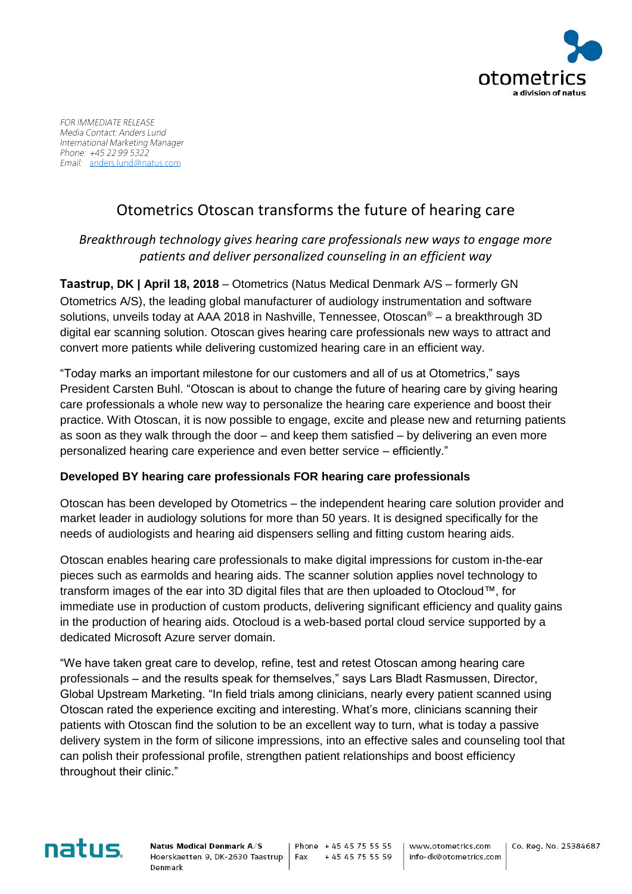*FOR IMMEDIATE RELEASE*
*Media Contact: Anders Lund*
*International Marketing Manager*
*Phone: +45 22 99 5322*
*Email: anders.lund@natus.com*

# Otometrics Otoscan transforms the future of hearing care

*Breakthrough technology gives hearing care professionals new ways to engage more patients and deliver personalized counseling in an efficient way*

**Taastrup, DK | April 18, 2018** – Otometrics (Natus Medical Denmark A/S – formerly GN Otometrics A/S), the leading global manufacturer of audiology instrumentation and software solutions, unveils today at AAA 2018 in Nashville, Tennessee, Otoscan® – a breakthrough 3D digital ear scanning solution. Otoscan gives hearing care professionals new ways to attract and convert more patients while delivering customized hearing care in an efficient way.

"Today marks an important milestone for our customers and all of us at Otometrics," says President Carsten Buhl. "Otoscan is about to change the future of hearing care by giving hearing care professionals a whole new way to personalize the hearing care experience and boost their practice. With Otoscan, it is now possible to engage, excite and please new and returning patients as soon as they walk through the door – and keep them satisfied – by delivering an even more personalized hearing care experience and even better service – efficiently."

**Developed BY hearing care professionals FOR hearing care professionals**

Otoscan has been developed by Otometrics – the independent hearing care solution provider and market leader in audiology solutions for more than 50 years. It is designed specifically for the needs of audiologists and hearing aid dispensers selling and fitting custom hearing aids.

Otoscan enables hearing care professionals to make digital impressions for custom in-the-ear pieces such as earmolds and hearing aids. The scanner solution applies novel technology to transform images of the ear into 3D digital files that are then uploaded to Otocloud™, for immediate use in production of custom products, delivering significant efficiency and quality gains in the production of hearing aids. Otocloud is a web-based portal cloud service supported by a dedicated Microsoft Azure server domain.

"We have taken great care to develop, refine, test and retest Otoscan among hearing care professionals – and the results speak for themselves," says Lars Bladt Rasmussen, Director, Global Upstream Marketing. "In field trials among clinicians, nearly every patient scanned using Otoscan rated the experience exciting and interesting. What's more, clinicians scanning their patients with Otoscan find the solution to be an excellent way to turn, what is today a passive delivery system in the form of silicone impressions, into an effective sales and counseling tool that can polish their professional profile, strengthen patient relationships and boost efficiency throughout their clinic."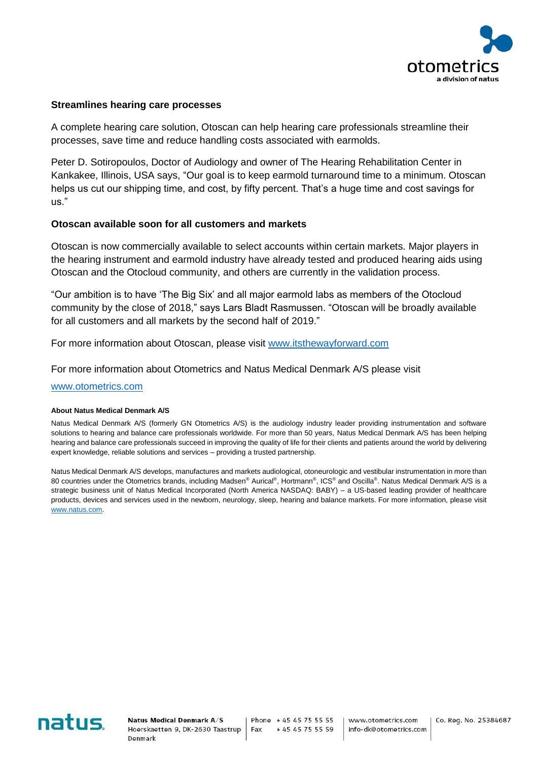**Streamlines hearing care processes**

A complete hearing care solution, Otoscan can help hearing care professionals streamline their processes, save time and reduce handling costs associated with earmolds.

Peter D. Sotiropoulos, Doctor of Audiology and owner of The Hearing Rehabilitation Center in Kankakee, Illinois, USA says, "Our goal is to keep earmold turnaround time to a minimum. Otoscan helps us cut our shipping time, and cost, by fifty percent. That's a huge time and cost savings for us."

**Otoscan available soon for all customers and markets**

Otoscan is now commercially available to select accounts within certain markets. Major players in the hearing instrument and earmold industry have already tested and produced hearing aids using Otoscan and the Otocloud community, and others are currently in the validation process.

"Our ambition is to have 'The Big Six' and all major earmold labs as members of the Otocloud community by the close of 2018," says Lars Bladt Rasmussen. "Otoscan will be broadly available for all customers and all markets by the second half of 2019."

For more information about Otoscan, please visit www.itsthewayforward.com

For more information about Otometrics and Natus Medical Denmark A/S please visit

www.otometrics.com

**About Natus Medical Denmark A/S**

Natus Medical Denmark A/S (formerly GN Otometrics A/S) is the audiology industry leader providing instrumentation and software solutions to hearing and balance care professionals worldwide. For more than 50 years, Natus Medical Denmark A/S has been helping hearing and balance care professionals succeed in improving the quality of life for their clients and patients around the world by delivering expert knowledge, reliable solutions and services – providing a trusted partnership.

Natus Medical Denmark A/S develops, manufactures and markets audiological, otoneurologic and vestibular instrumentation in more than 80 countries under the Otometrics brands, including Madsen® Aurical®, Hortmann®, ICS® and Oscilla®. Natus Medical Denmark A/S is a strategic business unit of Natus Medical Incorporated (North America NASDAQ: BABY) – a US-based leading provider of healthcare products, devices and services used in the newborn, neurology, sleep, hearing and balance markets. For more information, please visit www.natus.com.

Natus Medical Denmark A/S
Hoerskaetten 9, DK-2630 Taastrup
Denmark

Phone +45 45 75 55 55
Fax +45 45 75 55 59

www.otometrics.com
info-dk@otometrics.com

Co. Reg. No. 25384687